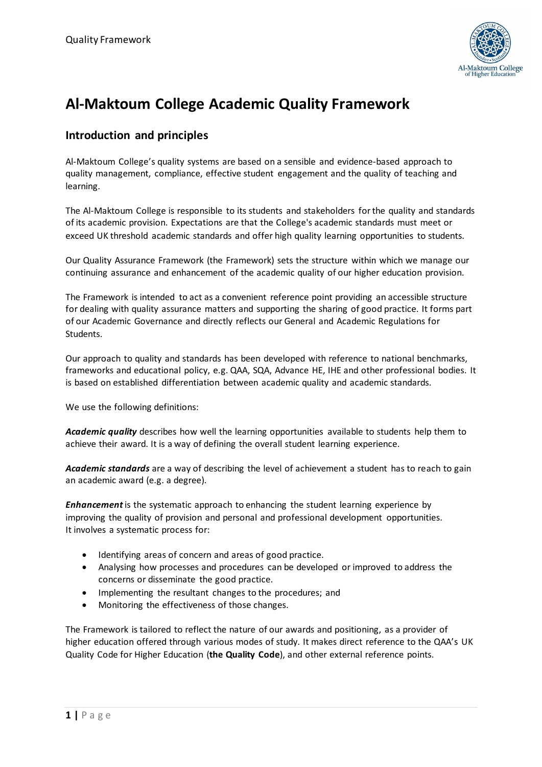# Al-Maktoum College Academic Quality Framework

## Introduction and principles

Al-Maktoum College's quality systems are based on a sensible and evidence-based approach to quality management, compliance, effective student engagement and the quality of teaching and learning.

The Al-Maktoum College is responsible to its students and stakeholders for the quality and standards of its academic provision. Expectations are that the College's academic standards must meet or exceed UK threshold academic standards and offer high quality learning opportunities to students.

Our Quality Assurance Framework (the Framework) sets the structure within which we manage our continuing assurance and enhancement of the academic quality of our higher education provision.

The Framework is intended to act as a convenient reference point providing an accessible structure for dealing with quality assurance matters and supporting the sharing of good practice. It forms part of our Academic Governance and directly reflects our General and Academic Regulations for Students.

Our approach to quality and standards has been developed with reference to national benchmarks, frameworks and educational policy, e.g. QAA, SQA, Advance HE, IHE and other professional bodies. It is based on established differentiation between academic quality and academic standards.

We use the following definitions:

***Academic quality*** describes how well the learning opportunities available to students help them to achieve their award. It is a way of defining the overall student learning experience.

***Academic standards*** are a way of describing the level of achievement a student has to reach to gain an academic award (e.g. a degree).

***Enhancement*** is the systematic approach to enhancing the student learning experience by improving the quality of provision and personal and professional development opportunities. It involves a systematic process for:

- Identifying areas of concern and areas of good practice.
- Analysing how processes and procedures can be developed or improved to address the concerns or disseminate the good practice.
- Implementing the resultant changes to the procedures; and
- Monitoring the effectiveness of those changes.

The Framework is tailored to reflect the nature of our awards and positioning, as a provider of higher education offered through various modes of study. It makes direct reference to the QAA's UK Quality Code for Higher Education (**the Quality Code**), and other external reference points.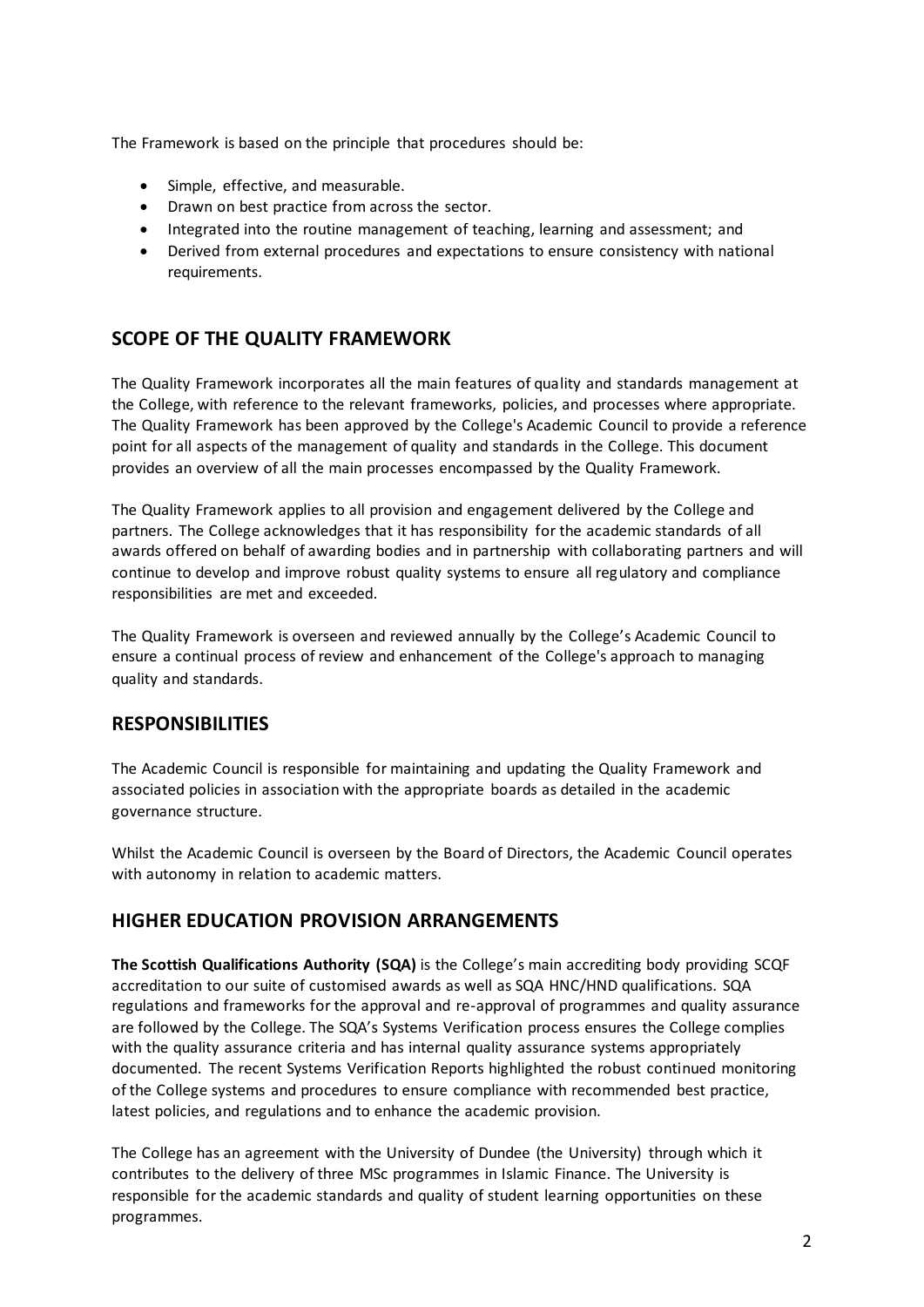The Framework is based on the principle that procedures should be:

- Simple, effective, and measurable.
- Drawn on best practice from across the sector.
- Integrated into the routine management of teaching, learning and assessment; and
- Derived from external procedures and expectations to ensure consistency with national requirements.

## SCOPE OF THE QUALITY FRAMEWORK

The Quality Framework incorporates all the main features of quality and standards management at the College, with reference to the relevant frameworks, policies, and processes where appropriate. The Quality Framework has been approved by the College's Academic Council to provide a reference point for all aspects of the management of quality and standards in the College. This document provides an overview of all the main processes encompassed by the Quality Framework.

The Quality Framework applies to all provision and engagement delivered by the College and partners. The College acknowledges that it has responsibility for the academic standards of all awards offered on behalf of awarding bodies and in partnership with collaborating partners and will continue to develop and improve robust quality systems to ensure all regulatory and compliance responsibilities are met and exceeded.

The Quality Framework is overseen and reviewed annually by the College's Academic Council to ensure a continual process of review and enhancement of the College's approach to managing quality and standards.

## RESPONSIBILITIES

The Academic Council is responsible for maintaining and updating the Quality Framework and associated policies in association with the appropriate boards as detailed in the academic governance structure.

Whilst the Academic Council is overseen by the Board of Directors, the Academic Council operates with autonomy in relation to academic matters.

## HIGHER EDUCATION PROVISION ARRANGEMENTS

**The Scottish Qualifications Authority (SQA)** is the College's main accrediting body providing SCQF accreditation to our suite of customised awards as well as SQA HNC/HND qualifications. SQA regulations and frameworks for the approval and re-approval of programmes and quality assurance are followed by the College. The SQA's Systems Verification process ensures the College complies with the quality assurance criteria and has internal quality assurance systems appropriately documented. The recent Systems Verification Reports highlighted the robust continued monitoring of the College systems and procedures to ensure compliance with recommended best practice, latest policies, and regulations and to enhance the academic provision.

The College has an agreement with the University of Dundee (the University) through which it contributes to the delivery of three MSc programmes in Islamic Finance. The University is responsible for the academic standards and quality of student learning opportunities on these programmes.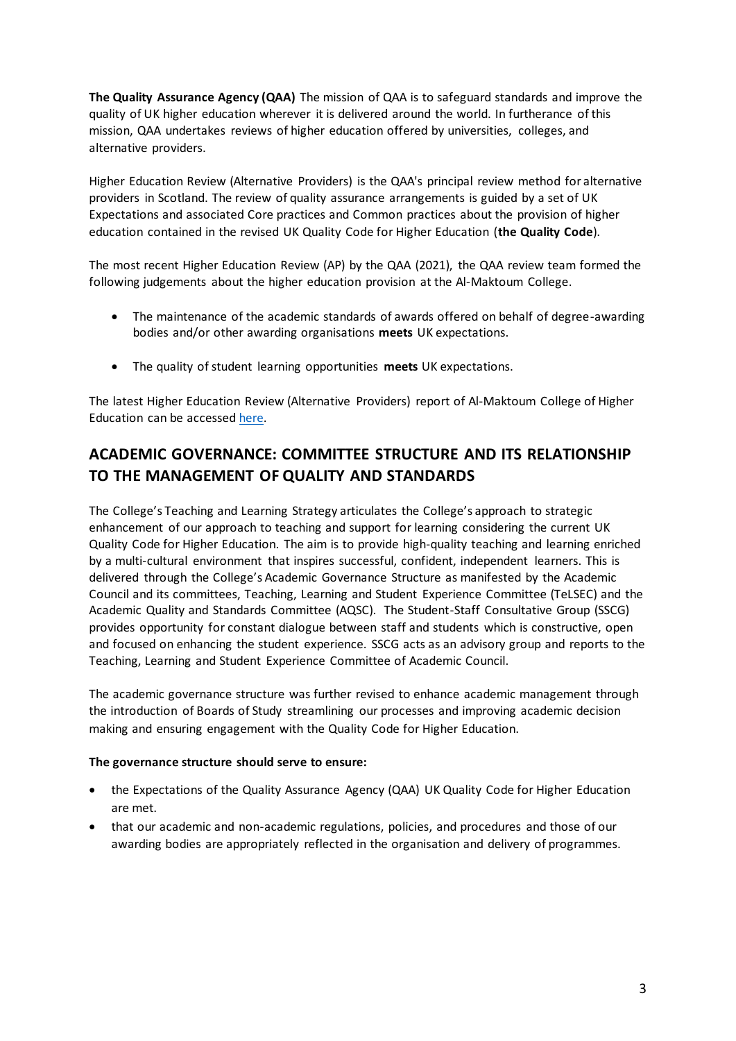**The Quality Assurance Agency (QAA)** The mission of QAA is to safeguard standards and improve the quality of UK higher education wherever it is delivered around the world. In furtherance of this mission, QAA undertakes reviews of higher education offered by universities, colleges, and alternative providers.

Higher Education Review (Alternative Providers) is the QAA's principal review method for alternative providers in Scotland. The review of quality assurance arrangements is guided by a set of UK Expectations and associated Core practices and Common practices about the provision of higher education contained in the revised UK Quality Code for Higher Education (**the Quality Code**).

The most recent Higher Education Review (AP) by the QAA (2021), the QAA review team formed the following judgements about the higher education provision at the Al-Maktoum College.

- The maintenance of the academic standards of awards offered on behalf of degree-awarding bodies and/or other awarding organisations **meets** UK expectations.
- The quality of student learning opportunities **meets** UK expectations.

The latest Higher Education Review (Alternative Providers) report of Al-Maktoum College of Higher Education can be accessed here.

## ACADEMIC GOVERNANCE: COMMITTEE STRUCTURE AND ITS RELATIONSHIP TO THE MANAGEMENT OF QUALITY AND STANDARDS

The College's Teaching and Learning Strategy articulates the College's approach to strategic enhancement of our approach to teaching and support for learning considering the current UK Quality Code for Higher Education. The aim is to provide high-quality teaching and learning enriched by a multi-cultural environment that inspires successful, confident, independent learners. This is delivered through the College's Academic Governance Structure as manifested by the Academic Council and its committees, Teaching, Learning and Student Experience Committee (TeLSEC) and the Academic Quality and Standards Committee (AQSC). The Student-Staff Consultative Group (SSCG) provides opportunity for constant dialogue between staff and students which is constructive, open and focused on enhancing the student experience. SSCG acts as an advisory group and reports to the Teaching, Learning and Student Experience Committee of Academic Council.

The academic governance structure was further revised to enhance academic management through the introduction of Boards of Study streamlining our processes and improving academic decision making and ensuring engagement with the Quality Code for Higher Education.

**The governance structure should serve to ensure:**

- the Expectations of the Quality Assurance Agency (QAA) UK Quality Code for Higher Education are met.
- that our academic and non-academic regulations, policies, and procedures and those of our awarding bodies are appropriately reflected in the organisation and delivery of programmes.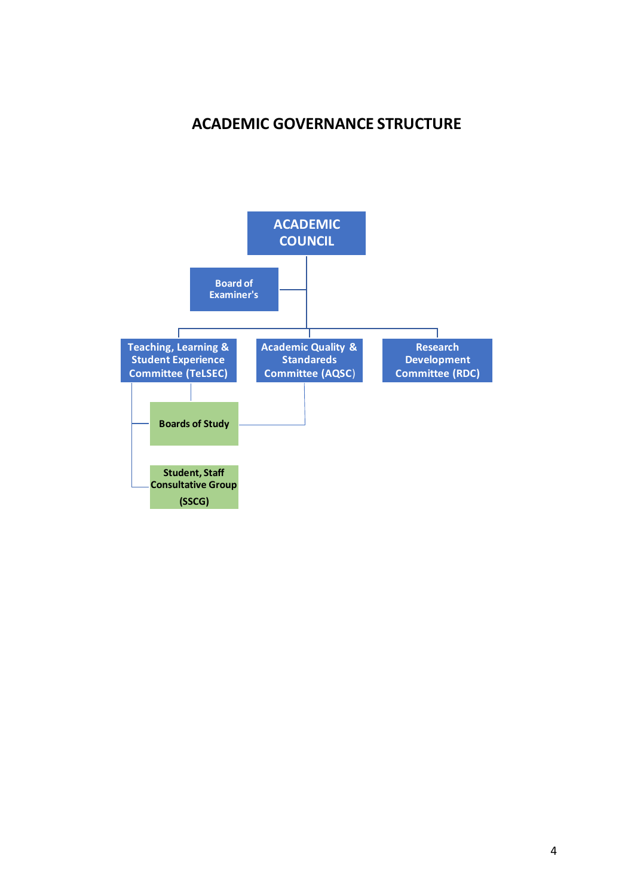# ACADEMIC GOVERNANCE STRUCTURE

- **ACADEMIC COUNCIL**
  - Board of Examiner's
  - Teaching, Learning & Student Experience Committee (TeLSEC)
    - Boards of Study
    - Student, Staff Consultative Group (SSCG)
  - Academic Quality & Standareds Committee (AQSC)
    - Boards of Study
  - Research Development Committee (RDC)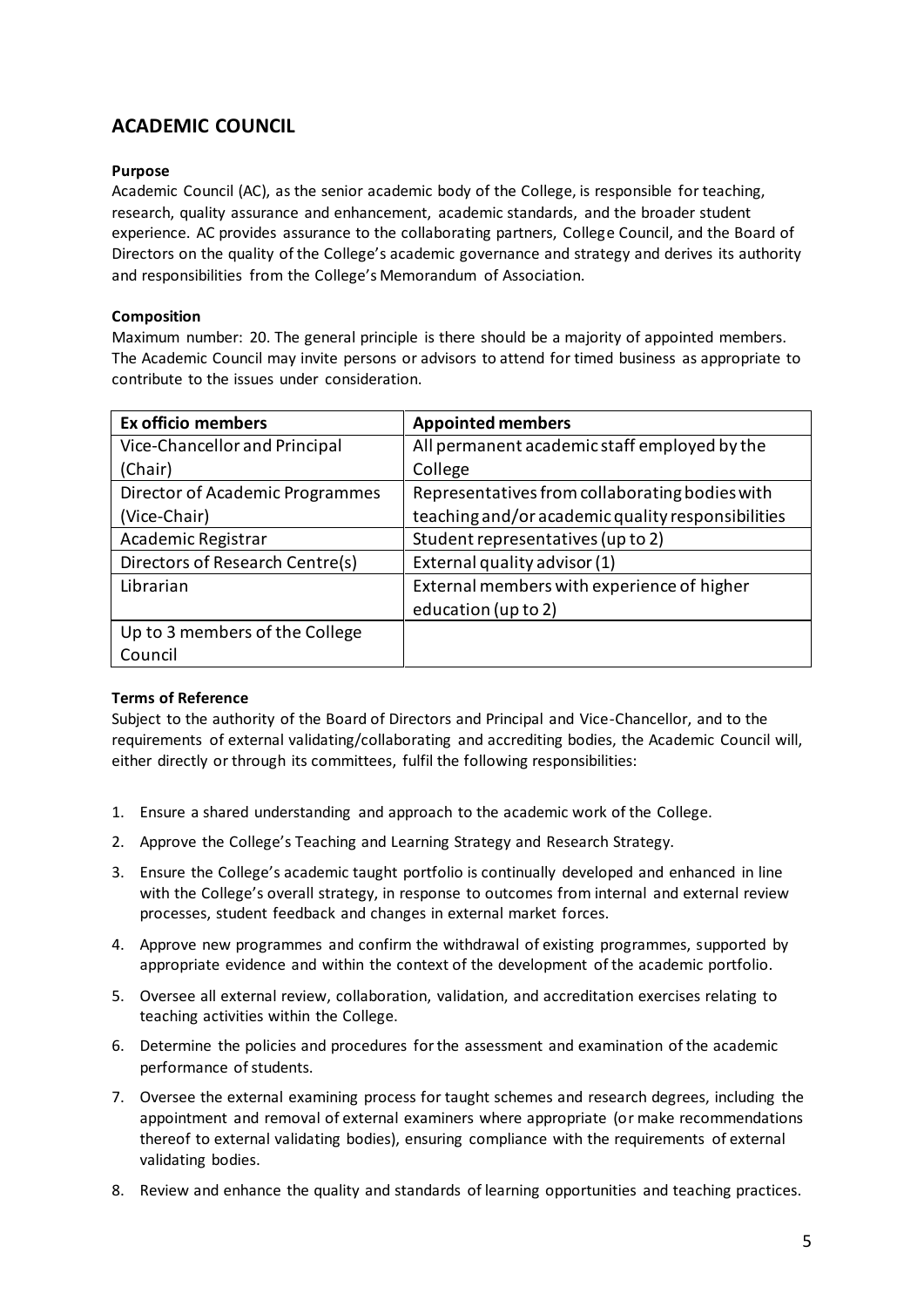## ACADEMIC COUNCIL

**Purpose**

Academic Council (AC), as the senior academic body of the College, is responsible for teaching, research, quality assurance and enhancement, academic standards, and the broader student experience. AC provides assurance to the collaborating partners, College Council, and the Board of Directors on the quality of the College's academic governance and strategy and derives its authority and responsibilities from the College's Memorandum of Association.

**Composition**

Maximum number: 20. The general principle is there should be a majority of appointed members. The Academic Council may invite persons or advisors to attend for timed business as appropriate to contribute to the issues under consideration.

| Ex officio members | Appointed members |
|---|---|
| Vice-Chancellor and Principal (Chair) | All permanent academic staff employed by the College |
| Director of Academic Programmes (Vice-Chair) | Representatives from collaborating bodies with teaching and/or academic quality responsibilities |
| Academic Registrar | Student representatives (up to 2) |
| Directors of Research Centre(s) | External quality advisor (1) |
| Librarian | External members with experience of higher education (up to 2) |
| Up to 3 members of the College Council | |

**Terms of Reference**

Subject to the authority of the Board of Directors and Principal and Vice-Chancellor, and to the requirements of external validating/collaborating and accrediting bodies, the Academic Council will, either directly or through its committees, fulfil the following responsibilities:

1. Ensure a shared understanding and approach to the academic work of the College.
2. Approve the College's Teaching and Learning Strategy and Research Strategy.
3. Ensure the College's academic taught portfolio is continually developed and enhanced in line with the College's overall strategy, in response to outcomes from internal and external review processes, student feedback and changes in external market forces.
4. Approve new programmes and confirm the withdrawal of existing programmes, supported by appropriate evidence and within the context of the development of the academic portfolio.
5. Oversee all external review, collaboration, validation, and accreditation exercises relating to teaching activities within the College.
6. Determine the policies and procedures for the assessment and examination of the academic performance of students.
7. Oversee the external examining process for taught schemes and research degrees, including the appointment and removal of external examiners where appropriate (or make recommendations thereof to external validating bodies), ensuring compliance with the requirements of external validating bodies.
8. Review and enhance the quality and standards of learning opportunities and teaching practices.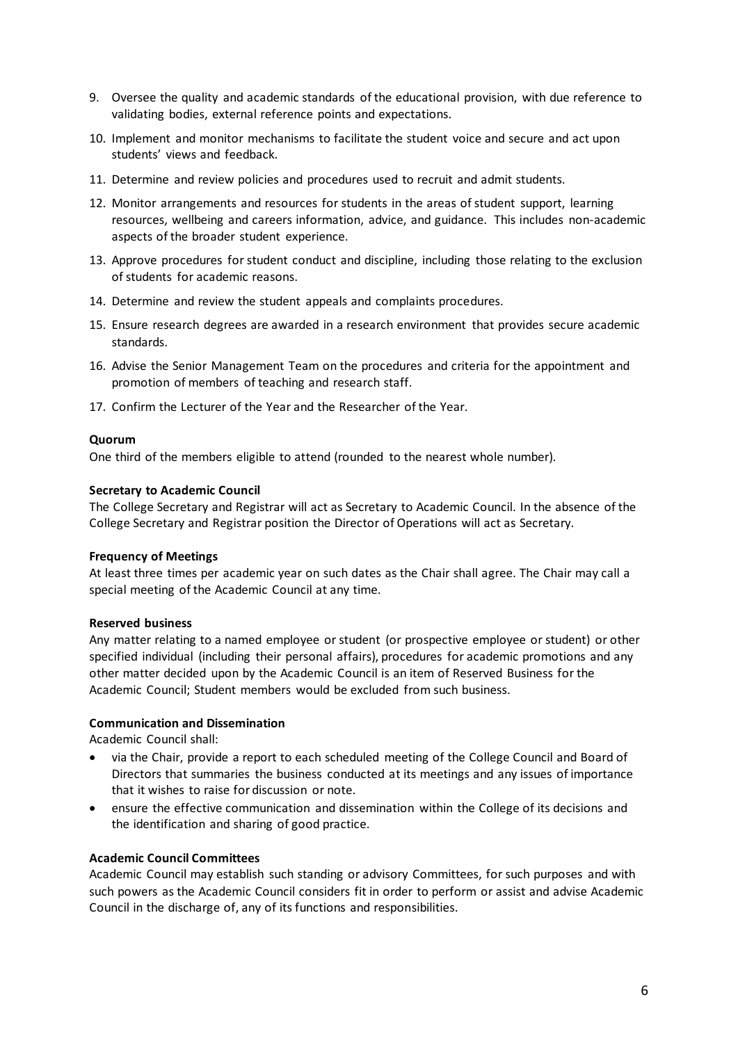9. Oversee the quality and academic standards of the educational provision, with due reference to validating bodies, external reference points and expectations.
10. Implement and monitor mechanisms to facilitate the student voice and secure and act upon students' views and feedback.
11. Determine and review policies and procedures used to recruit and admit students.
12. Monitor arrangements and resources for students in the areas of student support, learning resources, wellbeing and careers information, advice, and guidance. This includes non-academic aspects of the broader student experience.
13. Approve procedures for student conduct and discipline, including those relating to the exclusion of students for academic reasons.
14. Determine and review the student appeals and complaints procedures.
15. Ensure research degrees are awarded in a research environment that provides secure academic standards.
16. Advise the Senior Management Team on the procedures and criteria for the appointment and promotion of members of teaching and research staff.
17. Confirm the Lecturer of the Year and the Researcher of the Year.

**Quorum**

One third of the members eligible to attend (rounded to the nearest whole number).

**Secretary to Academic Council**

The College Secretary and Registrar will act as Secretary to Academic Council. In the absence of the College Secretary and Registrar position the Director of Operations will act as Secretary.

**Frequency of Meetings**

At least three times per academic year on such dates as the Chair shall agree. The Chair may call a special meeting of the Academic Council at any time.

**Reserved business**

Any matter relating to a named employee or student (or prospective employee or student) or other specified individual (including their personal affairs), procedures for academic promotions and any other matter decided upon by the Academic Council is an item of Reserved Business for the Academic Council; Student members would be excluded from such business.

**Communication and Dissemination**

Academic Council shall:

- via the Chair, provide a report to each scheduled meeting of the College Council and Board of Directors that summaries the business conducted at its meetings and any issues of importance that it wishes to raise for discussion or note.
- ensure the effective communication and dissemination within the College of its decisions and the identification and sharing of good practice.

**Academic Council Committees**

Academic Council may establish such standing or advisory Committees, for such purposes and with such powers as the Academic Council considers fit in order to perform or assist and advise Academic Council in the discharge of, any of its functions and responsibilities.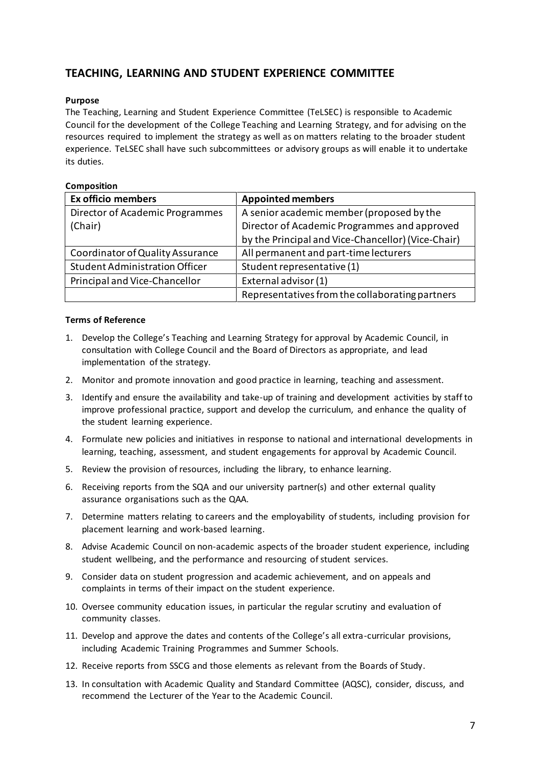## TEACHING, LEARNING AND STUDENT EXPERIENCE COMMITTEE

**Purpose**

The Teaching, Learning and Student Experience Committee (TeLSEC) is responsible to Academic Council for the development of the College Teaching and Learning Strategy, and for advising on the resources required to implement the strategy as well as on matters relating to the broader student experience. TeLSEC shall have such subcommittees or advisory groups as will enable it to undertake its duties.

**Composition**

| Ex officio members | Appointed members |
|---|---|
| Director of Academic Programmes (Chair) | A senior academic member (proposed by the Director of Academic Programmes and approved by the Principal and Vice-Chancellor) (Vice-Chair) |
| Coordinator of Quality Assurance | All permanent and part-time lecturers |
| Student Administration Officer | Student representative (1) |
| Principal and Vice-Chancellor | External advisor (1) |
| | Representatives from the collaborating partners |

**Terms of Reference**

1. Develop the College's Teaching and Learning Strategy for approval by Academic Council, in consultation with College Council and the Board of Directors as appropriate, and lead implementation of the strategy.
2. Monitor and promote innovation and good practice in learning, teaching and assessment.
3. Identify and ensure the availability and take-up of training and development activities by staff to improve professional practice, support and develop the curriculum, and enhance the quality of the student learning experience.
4. Formulate new policies and initiatives in response to national and international developments in learning, teaching, assessment, and student engagements for approval by Academic Council.
5. Review the provision of resources, including the library, to enhance learning.
6. Receiving reports from the SQA and our university partner(s) and other external quality assurance organisations such as the QAA.
7. Determine matters relating to careers and the employability of students, including provision for placement learning and work-based learning.
8. Advise Academic Council on non-academic aspects of the broader student experience, including student wellbeing, and the performance and resourcing of student services.
9. Consider data on student progression and academic achievement, and on appeals and complaints in terms of their impact on the student experience.
10. Oversee community education issues, in particular the regular scrutiny and evaluation of community classes.
11. Develop and approve the dates and contents of the College's all extra-curricular provisions, including Academic Training Programmes and Summer Schools.
12. Receive reports from SSCG and those elements as relevant from the Boards of Study.
13. In consultation with Academic Quality and Standard Committee (AQSC), consider, discuss, and recommend the Lecturer of the Year to the Academic Council.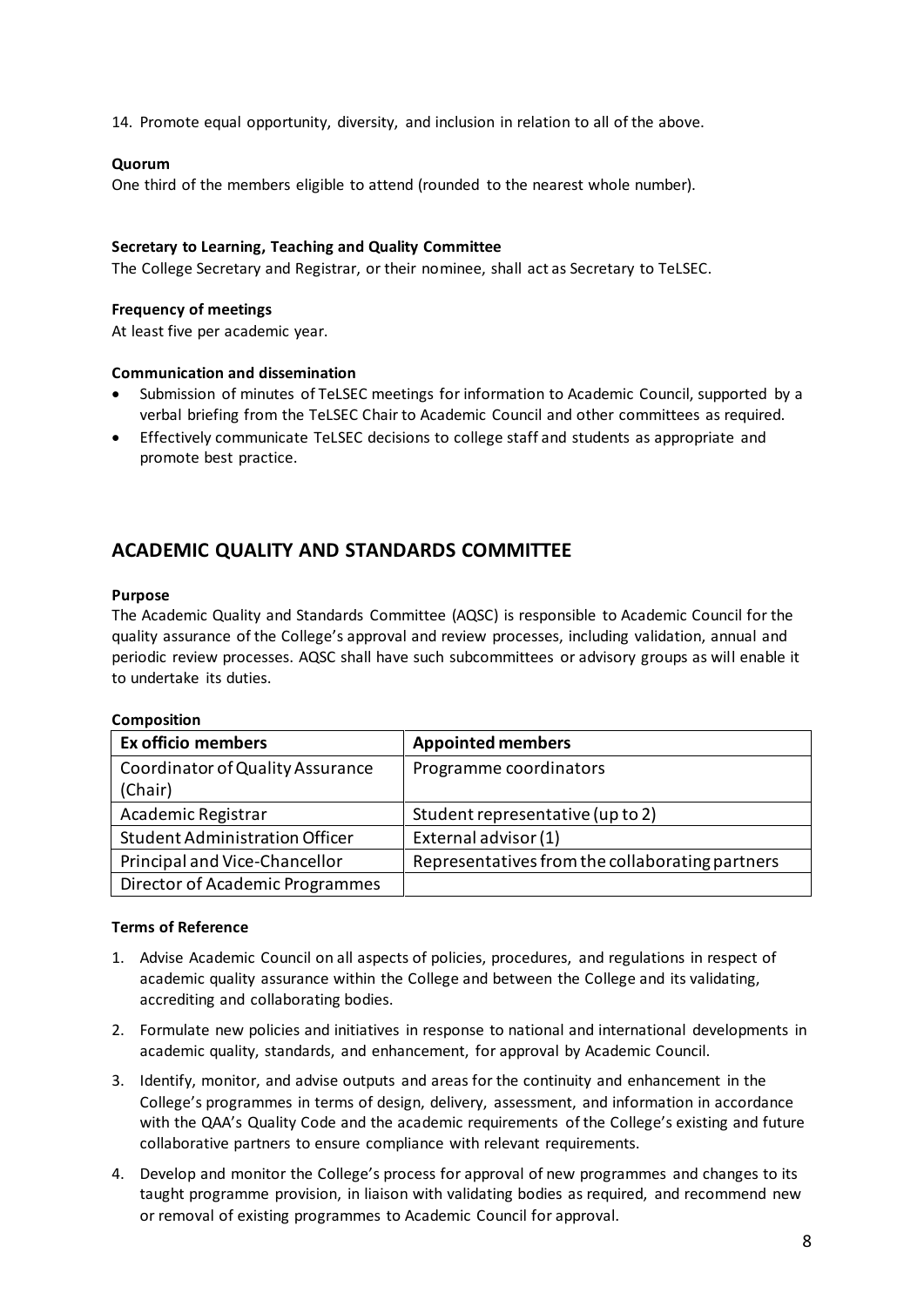14. Promote equal opportunity, diversity, and inclusion in relation to all of the above.

**Quorum**

One third of the members eligible to attend (rounded to the nearest whole number).

**Secretary to Learning, Teaching and Quality Committee**

The College Secretary and Registrar, or their nominee, shall act as Secretary to TeLSEC.

**Frequency of meetings**

At least five per academic year.

**Communication and dissemination**

- Submission of minutes of TeLSEC meetings for information to Academic Council, supported by a verbal briefing from the TeLSEC Chair to Academic Council and other committees as required.
- Effectively communicate TeLSEC decisions to college staff and students as appropriate and promote best practice.

## ACADEMIC QUALITY AND STANDARDS COMMITTEE

**Purpose**

The Academic Quality and Standards Committee (AQSC) is responsible to Academic Council for the quality assurance of the College's approval and review processes, including validation, annual and periodic review processes. AQSC shall have such subcommittees or advisory groups as will enable it to undertake its duties.

**Composition**

| Ex officio members | Appointed members |
|---|---|
| Coordinator of Quality Assurance (Chair) | Programme coordinators |
| Academic Registrar | Student representative (up to 2) |
| Student Administration Officer | External advisor (1) |
| Principal and Vice-Chancellor | Representatives from the collaborating partners |
| Director of Academic Programmes | |

**Terms of Reference**

1. Advise Academic Council on all aspects of policies, procedures, and regulations in respect of academic quality assurance within the College and between the College and its validating, accrediting and collaborating bodies.
2. Formulate new policies and initiatives in response to national and international developments in academic quality, standards, and enhancement, for approval by Academic Council.
3. Identify, monitor, and advise outputs and areas for the continuity and enhancement in the College's programmes in terms of design, delivery, assessment, and information in accordance with the QAA's Quality Code and the academic requirements of the College's existing and future collaborative partners to ensure compliance with relevant requirements.
4. Develop and monitor the College's process for approval of new programmes and changes to its taught programme provision, in liaison with validating bodies as required, and recommend new or removal of existing programmes to Academic Council for approval.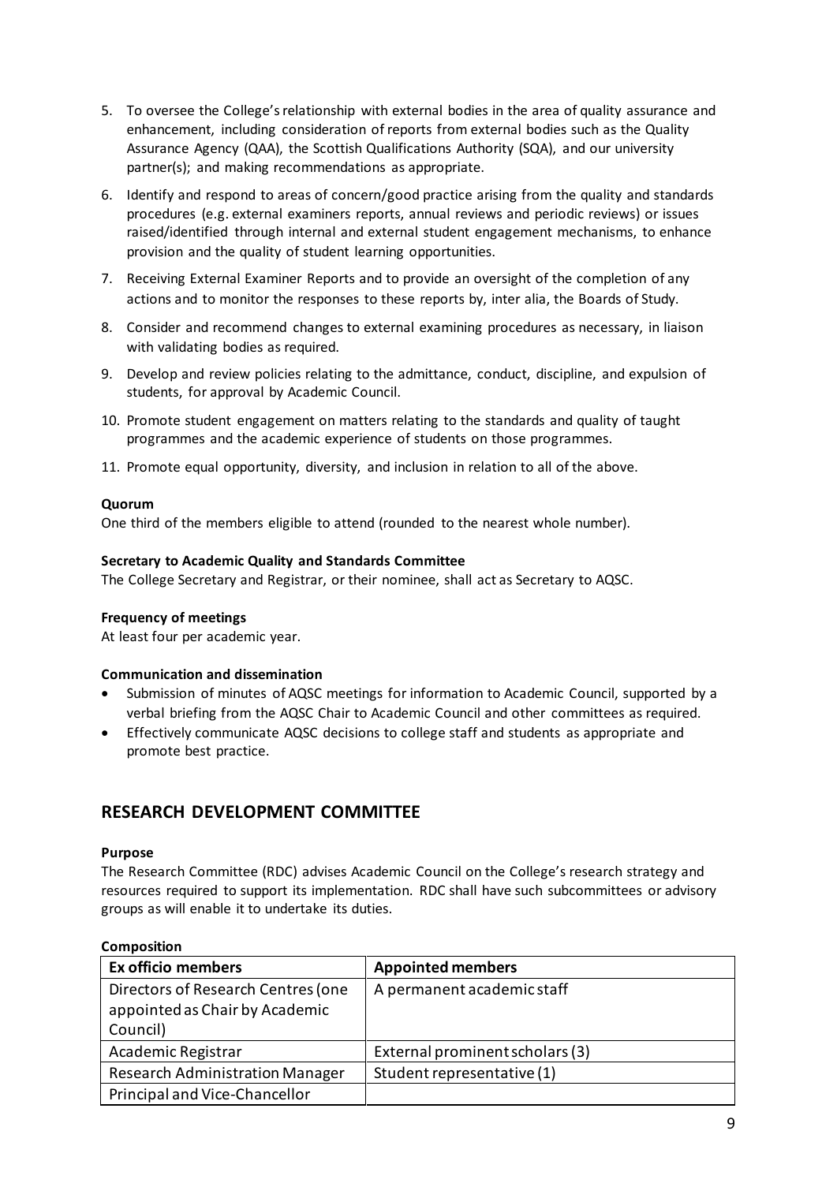5. To oversee the College's relationship with external bodies in the area of quality assurance and enhancement, including consideration of reports from external bodies such as the Quality Assurance Agency (QAA), the Scottish Qualifications Authority (SQA), and our university partner(s); and making recommendations as appropriate.
6. Identify and respond to areas of concern/good practice arising from the quality and standards procedures (e.g. external examiners reports, annual reviews and periodic reviews) or issues raised/identified through internal and external student engagement mechanisms, to enhance provision and the quality of student learning opportunities.
7. Receiving External Examiner Reports and to provide an oversight of the completion of any actions and to monitor the responses to these reports by, inter alia, the Boards of Study.
8. Consider and recommend changes to external examining procedures as necessary, in liaison with validating bodies as required.
9. Develop and review policies relating to the admittance, conduct, discipline, and expulsion of students, for approval by Academic Council.
10. Promote student engagement on matters relating to the standards and quality of taught programmes and the academic experience of students on those programmes.
11. Promote equal opportunity, diversity, and inclusion in relation to all of the above.

**Quorum**

One third of the members eligible to attend (rounded to the nearest whole number).

**Secretary to Academic Quality and Standards Committee**

The College Secretary and Registrar, or their nominee, shall act as Secretary to AQSC.

**Frequency of meetings**

At least four per academic year.

**Communication and dissemination**

- Submission of minutes of AQSC meetings for information to Academic Council, supported by a verbal briefing from the AQSC Chair to Academic Council and other committees as required.
- Effectively communicate AQSC decisions to college staff and students as appropriate and promote best practice.

## RESEARCH DEVELOPMENT COMMITTEE

**Purpose**

The Research Committee (RDC) advises Academic Council on the College's research strategy and resources required to support its implementation. RDC shall have such subcommittees or advisory groups as will enable it to undertake its duties.

**Composition**

| Ex officio members | Appointed members |
|---|---|
| Directors of Research Centres (one appointed as Chair by Academic Council) | A permanent academic staff |
| Academic Registrar | External prominent scholars (3) |
| Research Administration Manager | Student representative (1) |
| Principal and Vice-Chancellor | |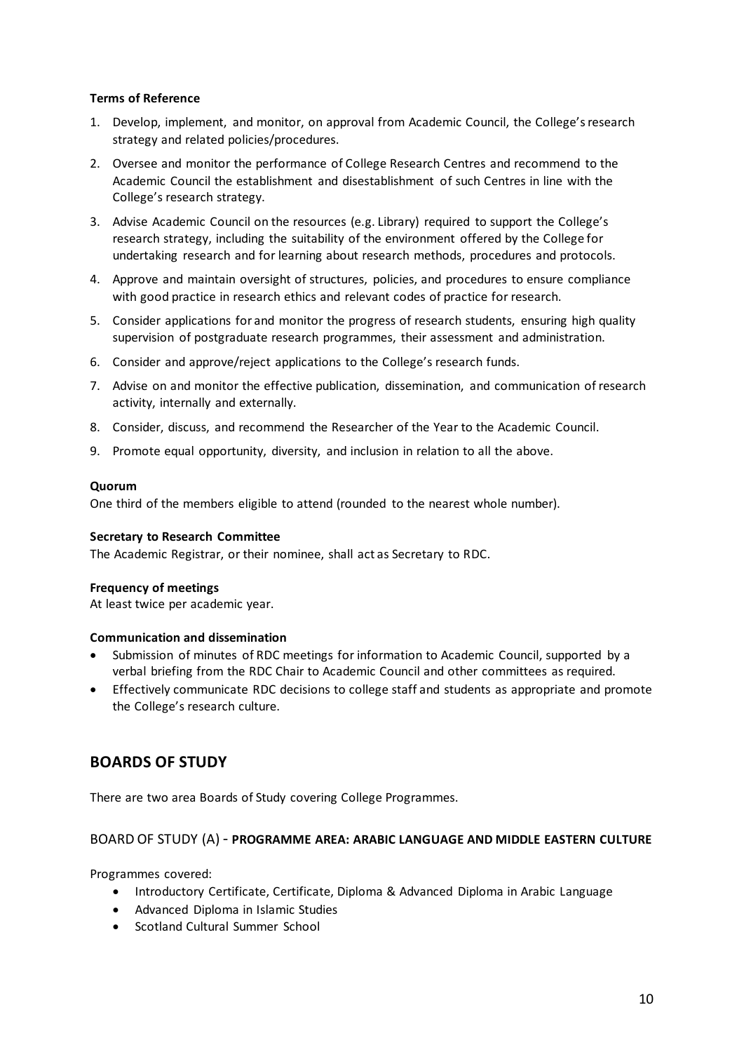**Terms of Reference**

1. Develop, implement, and monitor, on approval from Academic Council, the College's research strategy and related policies/procedures.
2. Oversee and monitor the performance of College Research Centres and recommend to the Academic Council the establishment and disestablishment of such Centres in line with the College's research strategy.
3. Advise Academic Council on the resources (e.g. Library) required to support the College's research strategy, including the suitability of the environment offered by the College for undertaking research and for learning about research methods, procedures and protocols.
4. Approve and maintain oversight of structures, policies, and procedures to ensure compliance with good practice in research ethics and relevant codes of practice for research.
5. Consider applications for and monitor the progress of research students, ensuring high quality supervision of postgraduate research programmes, their assessment and administration.
6. Consider and approve/reject applications to the College's research funds.
7. Advise on and monitor the effective publication, dissemination, and communication of research activity, internally and externally.
8. Consider, discuss, and recommend the Researcher of the Year to the Academic Council.
9. Promote equal opportunity, diversity, and inclusion in relation to all the above.

**Quorum**

One third of the members eligible to attend (rounded to the nearest whole number).

**Secretary to Research Committee**

The Academic Registrar, or their nominee, shall act as Secretary to RDC.

**Frequency of meetings**

At least twice per academic year.

**Communication and dissemination**

- Submission of minutes of RDC meetings for information to Academic Council, supported by a verbal briefing from the RDC Chair to Academic Council and other committees as required.
- Effectively communicate RDC decisions to college staff and students as appropriate and promote the College's research culture.

## BOARDS OF STUDY

There are two area Boards of Study covering College Programmes.

### BOARD OF STUDY (A) - **PROGRAMME AREA: ARABIC LANGUAGE AND MIDDLE EASTERN CULTURE**

Programmes covered:

- Introductory Certificate, Certificate, Diploma & Advanced Diploma in Arabic Language
- Advanced Diploma in Islamic Studies
- Scotland Cultural Summer School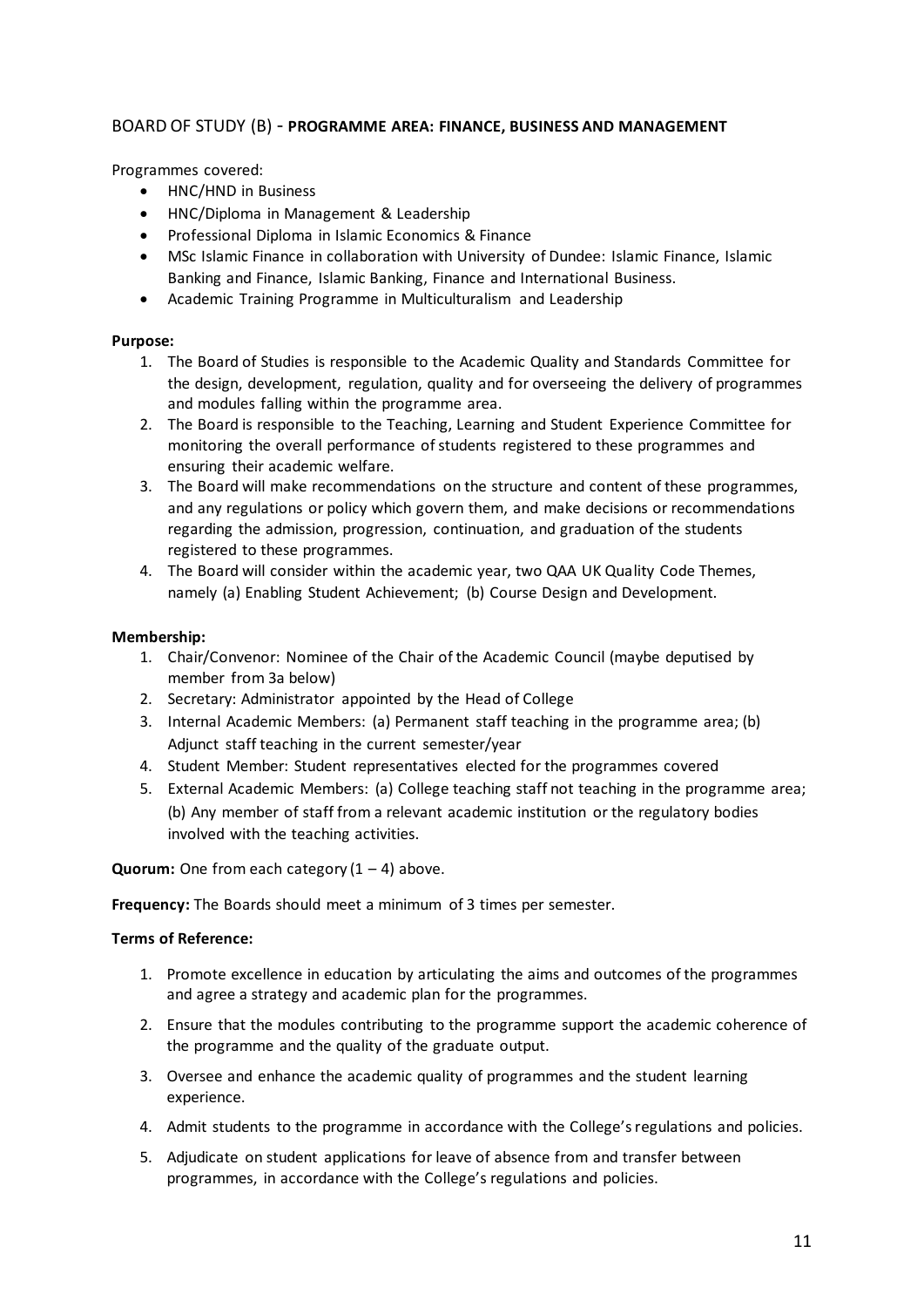## BOARD OF STUDY (B) - **PROGRAMME AREA: FINANCE, BUSINESS AND MANAGEMENT**

Programmes covered:

- HNC/HND in Business
- HNC/Diploma in Management & Leadership
- Professional Diploma in Islamic Economics & Finance
- MSc Islamic Finance in collaboration with University of Dundee: Islamic Finance, Islamic Banking and Finance, Islamic Banking, Finance and International Business.
- Academic Training Programme in Multiculturalism and Leadership

**Purpose:**

1. The Board of Studies is responsible to the Academic Quality and Standards Committee for the design, development, regulation, quality and for overseeing the delivery of programmes and modules falling within the programme area.
2. The Board is responsible to the Teaching, Learning and Student Experience Committee for monitoring the overall performance of students registered to these programmes and ensuring their academic welfare.
3. The Board will make recommendations on the structure and content of these programmes, and any regulations or policy which govern them, and make decisions or recommendations regarding the admission, progression, continuation, and graduation of the students registered to these programmes.
4. The Board will consider within the academic year, two QAA UK Quality Code Themes, namely (a) Enabling Student Achievement; (b) Course Design and Development.

**Membership:**

1. Chair/Convenor: Nominee of the Chair of the Academic Council (maybe deputised by member from 3a below)
2. Secretary: Administrator appointed by the Head of College
3. Internal Academic Members: (a) Permanent staff teaching in the programme area; (b) Adjunct staff teaching in the current semester/year
4. Student Member: Student representatives elected for the programmes covered
5. External Academic Members: (a) College teaching staff not teaching in the programme area; (b) Any member of staff from a relevant academic institution or the regulatory bodies involved with the teaching activities.

**Quorum:** One from each category (1 – 4) above.

**Frequency:** The Boards should meet a minimum of 3 times per semester.

**Terms of Reference:**

1. Promote excellence in education by articulating the aims and outcomes of the programmes and agree a strategy and academic plan for the programmes.
2. Ensure that the modules contributing to the programme support the academic coherence of the programme and the quality of the graduate output.
3. Oversee and enhance the academic quality of programmes and the student learning experience.
4. Admit students to the programme in accordance with the College's regulations and policies.
5. Adjudicate on student applications for leave of absence from and transfer between programmes, in accordance with the College's regulations and policies.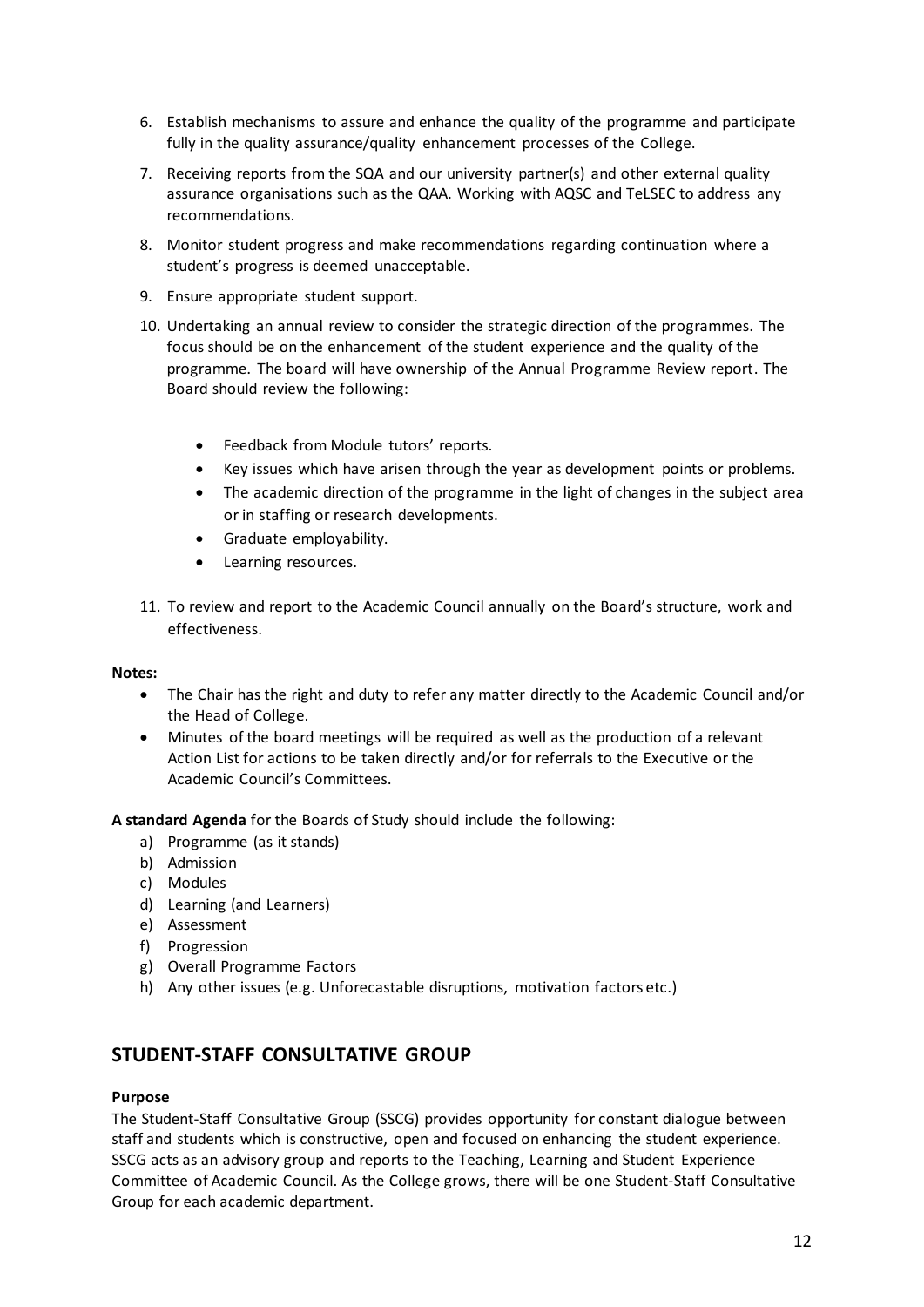6. Establish mechanisms to assure and enhance the quality of the programme and participate fully in the quality assurance/quality enhancement processes of the College.
7. Receiving reports from the SQA and our university partner(s) and other external quality assurance organisations such as the QAA. Working with AQSC and TeLSEC to address any recommendations.
8. Monitor student progress and make recommendations regarding continuation where a student's progress is deemed unacceptable.
9. Ensure appropriate student support.
10. Undertaking an annual review to consider the strategic direction of the programmes. The focus should be on the enhancement of the student experience and the quality of the programme. The board will have ownership of the Annual Programme Review report. The Board should review the following:

    - Feedback from Module tutors' reports.
    - Key issues which have arisen through the year as development points or problems.
    - The academic direction of the programme in the light of changes in the subject area or in staffing or research developments.
    - Graduate employability.
    - Learning resources.

11. To review and report to the Academic Council annually on the Board's structure, work and effectiveness.

**Notes:**

- The Chair has the right and duty to refer any matter directly to the Academic Council and/or the Head of College.
- Minutes of the board meetings will be required as well as the production of a relevant Action List for actions to be taken directly and/or for referrals to the Executive or the Academic Council's Committees.

**A standard Agenda** for the Boards of Study should include the following:

a) Programme (as it stands)
b) Admission
c) Modules
d) Learning (and Learners)
e) Assessment
f) Progression
g) Overall Programme Factors
h) Any other issues (e.g. Unforecastable disruptions, motivation factors etc.)

## STUDENT-STAFF CONSULTATIVE GROUP

**Purpose**

The Student-Staff Consultative Group (SSCG) provides opportunity for constant dialogue between staff and students which is constructive, open and focused on enhancing the student experience. SSCG acts as an advisory group and reports to the Teaching, Learning and Student Experience Committee of Academic Council. As the College grows, there will be one Student-Staff Consultative Group for each academic department.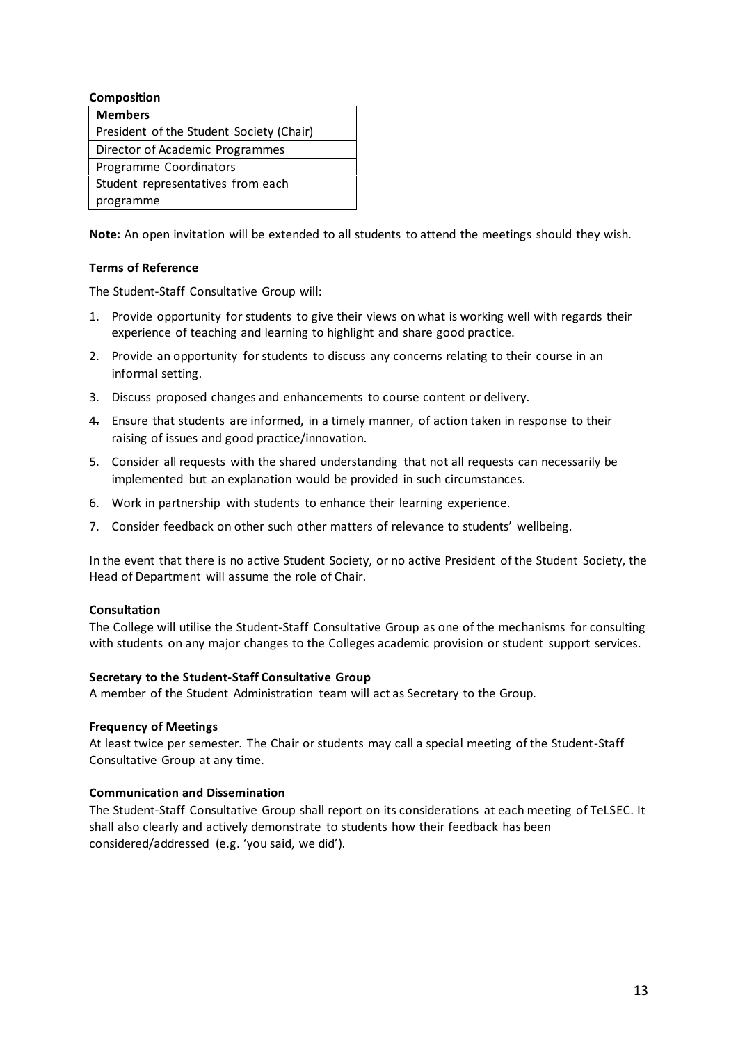**Composition**

| Members |
| --- |
| President of the Student Society (Chair) |
| Director of Academic Programmes |
| Programme Coordinators |
| Student representatives from each programme |

**Note:** An open invitation will be extended to all students to attend the meetings should they wish.

**Terms of Reference**

The Student-Staff Consultative Group will:

1. Provide opportunity for students to give their views on what is working well with regards their experience of teaching and learning to highlight and share good practice.
2. Provide an opportunity for students to discuss any concerns relating to their course in an informal setting.
3. Discuss proposed changes and enhancements to course content or delivery.
4. Ensure that students are informed, in a timely manner, of action taken in response to their raising of issues and good practice/innovation.
5. Consider all requests with the shared understanding that not all requests can necessarily be implemented but an explanation would be provided in such circumstances.
6. Work in partnership with students to enhance their learning experience.
7. Consider feedback on other such other matters of relevance to students' wellbeing.

In the event that there is no active Student Society, or no active President of the Student Society, the Head of Department will assume the role of Chair.

**Consultation**

The College will utilise the Student-Staff Consultative Group as one of the mechanisms for consulting with students on any major changes to the Colleges academic provision or student support services.

**Secretary to the Student-Staff Consultative Group**

A member of the Student Administration team will act as Secretary to the Group.

**Frequency of Meetings**

At least twice per semester. The Chair or students may call a special meeting of the Student-Staff Consultative Group at any time.

**Communication and Dissemination**

The Student-Staff Consultative Group shall report on its considerations at each meeting of TeLSEC. It shall also clearly and actively demonstrate to students how their feedback has been considered/addressed (e.g. 'you said, we did').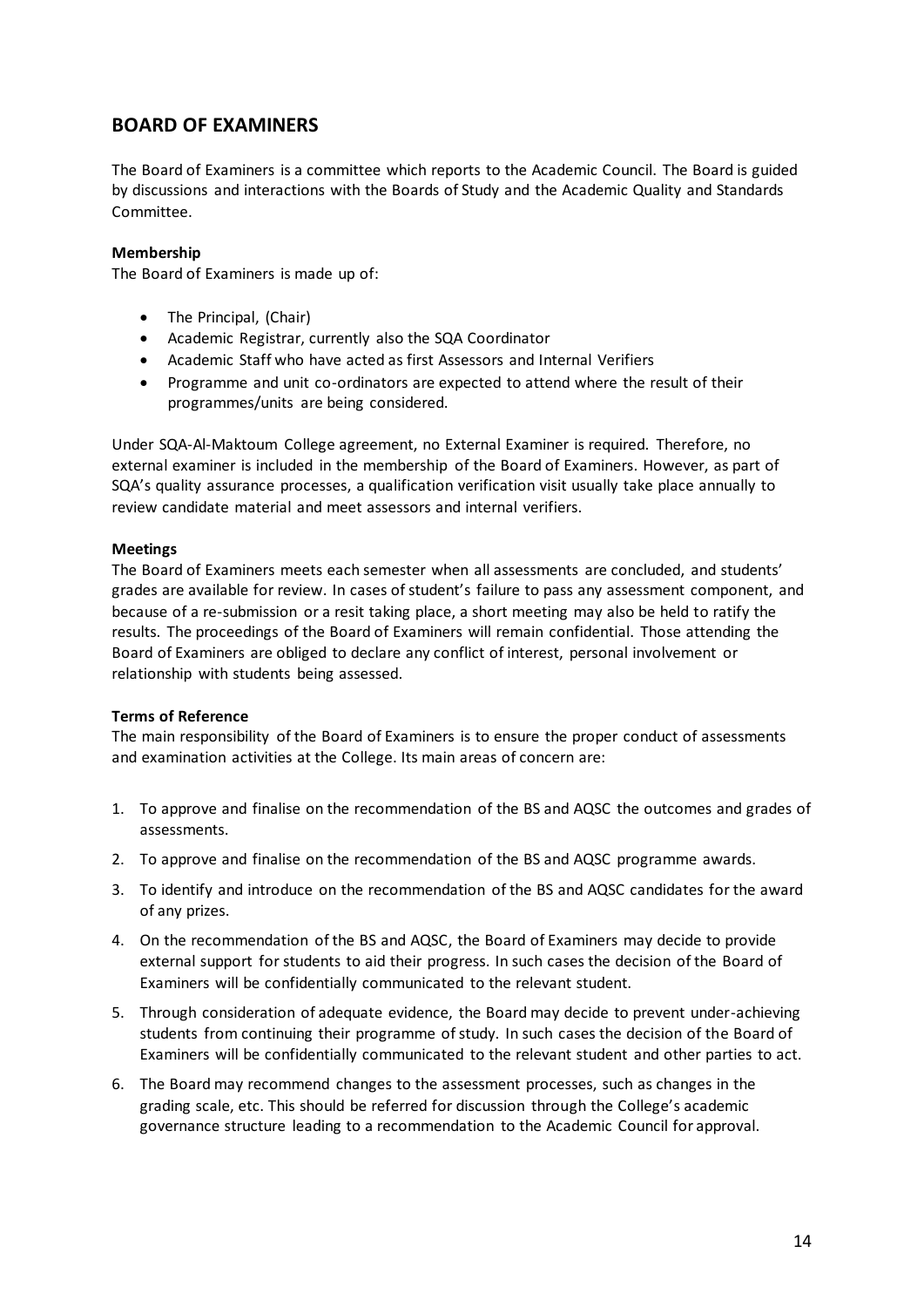## BOARD OF EXAMINERS

The Board of Examiners is a committee which reports to the Academic Council. The Board is guided by discussions and interactions with the Boards of Study and the Academic Quality and Standards Committee.

**Membership**

The Board of Examiners is made up of:

- The Principal, (Chair)
- Academic Registrar, currently also the SQA Coordinator
- Academic Staff who have acted as first Assessors and Internal Verifiers
- Programme and unit co-ordinators are expected to attend where the result of their programmes/units are being considered.

Under SQA-Al-Maktoum College agreement, no External Examiner is required. Therefore, no external examiner is included in the membership of the Board of Examiners. However, as part of SQA's quality assurance processes, a qualification verification visit usually take place annually to review candidate material and meet assessors and internal verifiers.

**Meetings**

The Board of Examiners meets each semester when all assessments are concluded, and students' grades are available for review. In cases of student's failure to pass any assessment component, and because of a re-submission or a resit taking place, a short meeting may also be held to ratify the results. The proceedings of the Board of Examiners will remain confidential. Those attending the Board of Examiners are obliged to declare any conflict of interest, personal involvement or relationship with students being assessed.

**Terms of Reference**

The main responsibility of the Board of Examiners is to ensure the proper conduct of assessments and examination activities at the College. Its main areas of concern are:

1. To approve and finalise on the recommendation of the BS and AQSC the outcomes and grades of assessments.
2. To approve and finalise on the recommendation of the BS and AQSC programme awards.
3. To identify and introduce on the recommendation of the BS and AQSC candidates for the award of any prizes.
4. On the recommendation of the BS and AQSC, the Board of Examiners may decide to provide external support for students to aid their progress. In such cases the decision of the Board of Examiners will be confidentially communicated to the relevant student.
5. Through consideration of adequate evidence, the Board may decide to prevent under-achieving students from continuing their programme of study. In such cases the decision of the Board of Examiners will be confidentially communicated to the relevant student and other parties to act.
6. The Board may recommend changes to the assessment processes, such as changes in the grading scale, etc. This should be referred for discussion through the College's academic governance structure leading to a recommendation to the Academic Council for approval.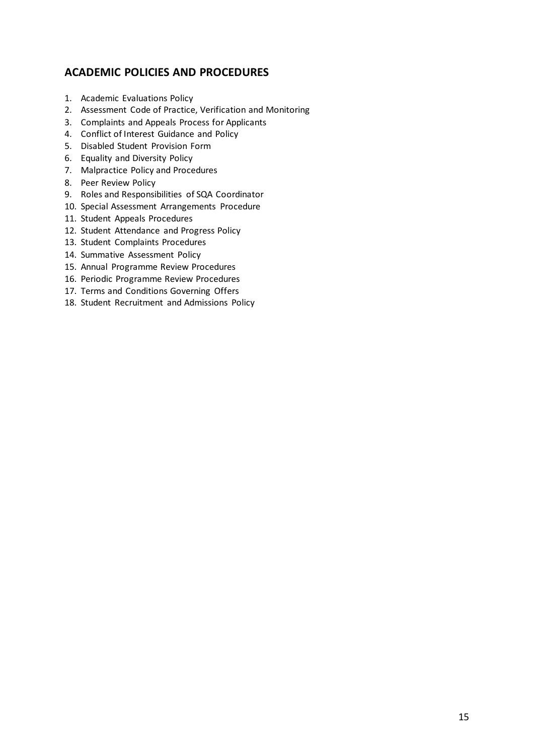## ACADEMIC POLICIES AND PROCEDURES

1. Academic Evaluations Policy
2. Assessment Code of Practice, Verification and Monitoring
3. Complaints and Appeals Process for Applicants
4. Conflict of Interest Guidance and Policy
5. Disabled Student Provision Form
6. Equality and Diversity Policy
7. Malpractice Policy and Procedures
8. Peer Review Policy
9. Roles and Responsibilities of SQA Coordinator
10. Special Assessment Arrangements Procedure
11. Student Appeals Procedures
12. Student Attendance and Progress Policy
13. Student Complaints Procedures
14. Summative Assessment Policy
15. Annual Programme Review Procedures
16. Periodic Programme Review Procedures
17. Terms and Conditions Governing Offers
18. Student Recruitment and Admissions Policy